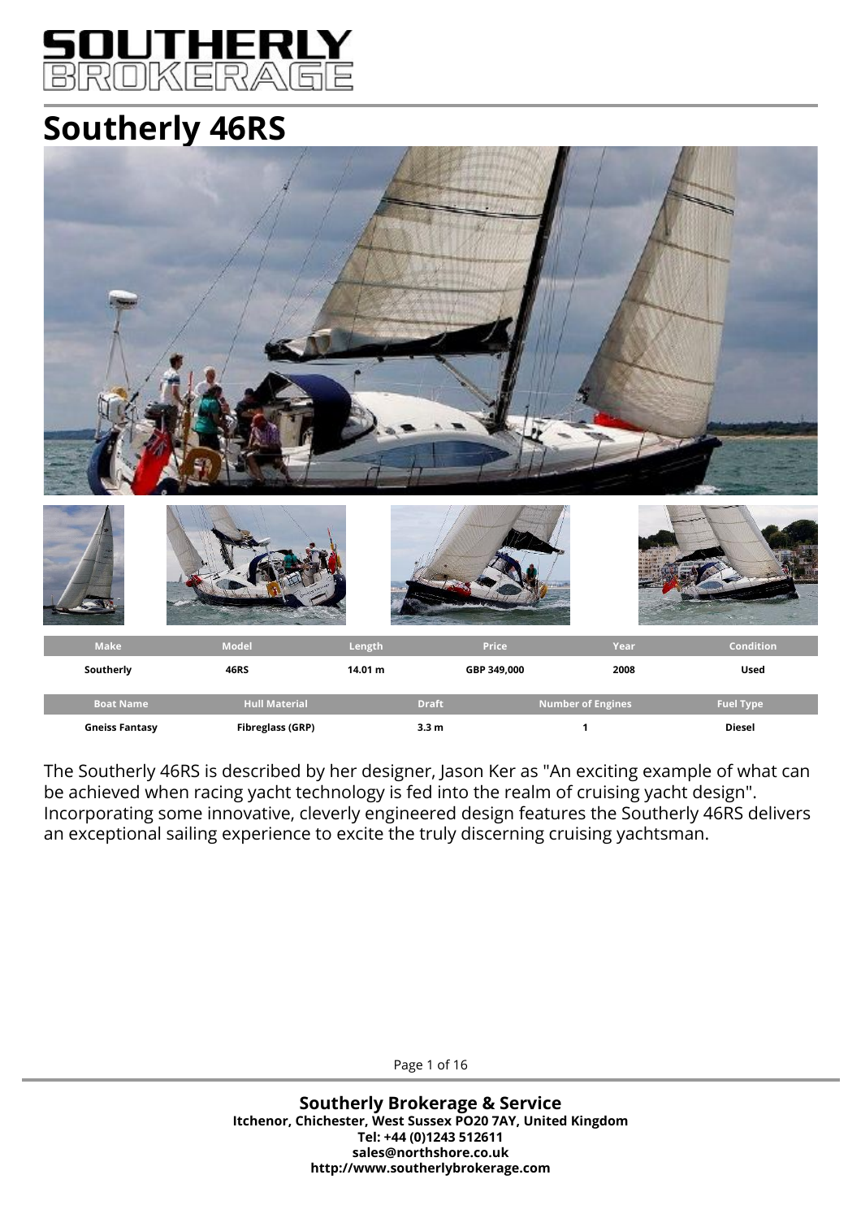# SOUTHERLY BROKERAGE

## Southerly 46RS

| Make | Model | Length | Price | Year | Condition |
|---|---|---|---|---|---|
| Southerly | 46RS | 14.01 m | GBP 349,000 | 2008 | Used |

| Boat Name | Hull Material | Draft | Number of Engines | Fuel Type |
|---|---|---|---|---|
| Gneiss Fantasy | Fibreglass (GRP) | 3.3 m | 1 | Diesel |

The Southerly 46RS is described by her designer, Jason Ker as "An exciting example of what can be achieved when racing yacht technology is fed into the realm of cruising yacht design". Incorporating some innovative, cleverly engineered design features the Southerly 46RS delivers an exceptional sailing experience to excite the truly discerning cruising yachtsman.

**Southerly Brokerage & Service**
**Itchenor, Chichester, West Sussex PO20 7AY, United Kingdom**
**Tel: +44 (0)1243 512611**
**sales@northshore.co.uk**
**http://www.southerlybrokerage.com**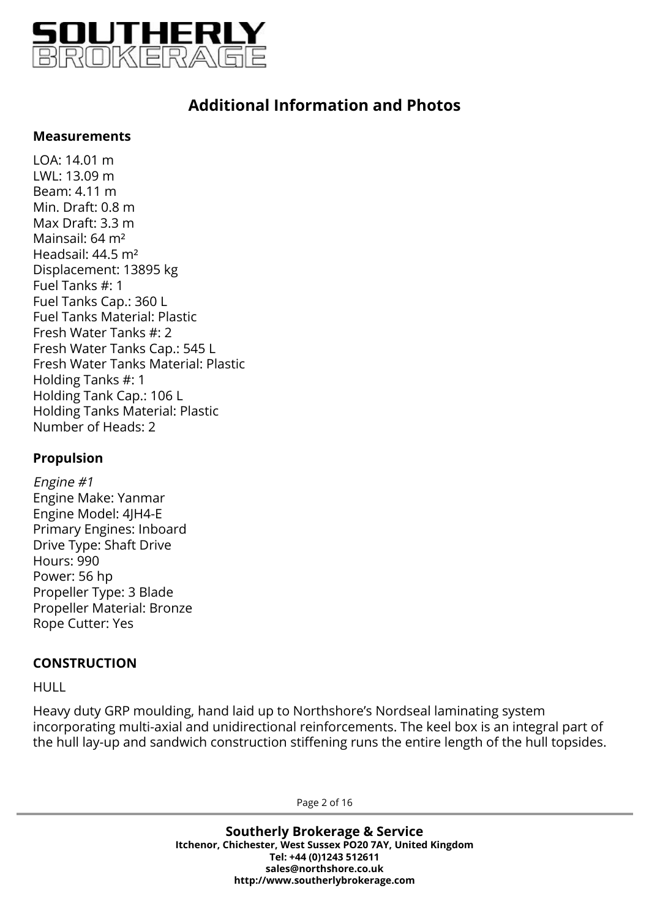## Additional Information and Photos

### Measurements

LOA: 14.01 m
LWL: 13.09 m
Beam: 4.11 m
Min. Draft: 0.8 m
Max Draft: 3.3 m
Mainsail: 64 m²
Headsail: 44.5 m²
Displacement: 13895 kg
Fuel Tanks #: 1
Fuel Tanks Cap.: 360 L
Fuel Tanks Material: Plastic
Fresh Water Tanks #: 2
Fresh Water Tanks Cap.: 545 L
Fresh Water Tanks Material: Plastic
Holding Tanks #: 1
Holding Tank Cap.: 106 L
Holding Tanks Material: Plastic
Number of Heads: 2

### Propulsion

*Engine #1*
Engine Make: Yanmar
Engine Model: 4JH4-E
Primary Engines: Inboard
Drive Type: Shaft Drive
Hours: 990
Power: 56 hp
Propeller Type: 3 Blade
Propeller Material: Bronze
Rope Cutter: Yes

### CONSTRUCTION

HULL

Heavy duty GRP moulding, hand laid up to Northshore's Nordseal laminating system incorporating multi-axial and unidirectional reinforcements. The keel box is an integral part of the hull lay-up and sandwich construction stiffening runs the entire length of the hull topsides.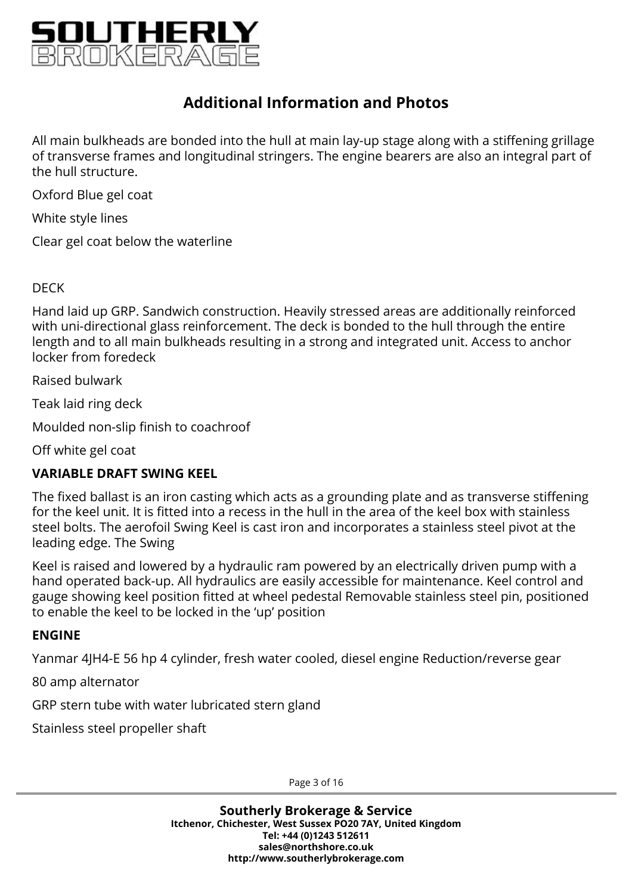## Additional Information and Photos

All main bulkheads are bonded into the hull at main lay-up stage along with a stiffening grillage of transverse frames and longitudinal stringers. The engine bearers are also an integral part of the hull structure.

Oxford Blue gel coat

White style lines

Clear gel coat below the waterline

DECK

Hand laid up GRP. Sandwich construction. Heavily stressed areas are additionally reinforced with uni-directional glass reinforcement. The deck is bonded to the hull through the entire length and to all main bulkheads resulting in a strong and integrated unit. Access to anchor locker from foredeck

Raised bulwark

Teak laid ring deck

Moulded non-slip finish to coachroof

Off white gel coat

**VARIABLE DRAFT SWING KEEL**

The fixed ballast is an iron casting which acts as a grounding plate and as transverse stiffening for the keel unit. It is fitted into a recess in the hull in the area of the keel box with stainless steel bolts. The aerofoil Swing Keel is cast iron and incorporates a stainless steel pivot at the leading edge. The Swing

Keel is raised and lowered by a hydraulic ram powered by an electrically driven pump with a hand operated back-up. All hydraulics are easily accessible for maintenance. Keel control and gauge showing keel position fitted at wheel pedestal Removable stainless steel pin, positioned to enable the keel to be locked in the 'up' position

**ENGINE**

Yanmar 4JH4-E 56 hp 4 cylinder, fresh water cooled, diesel engine Reduction/reverse gear

80 amp alternator

GRP stern tube with water lubricated stern gland

Stainless steel propeller shaft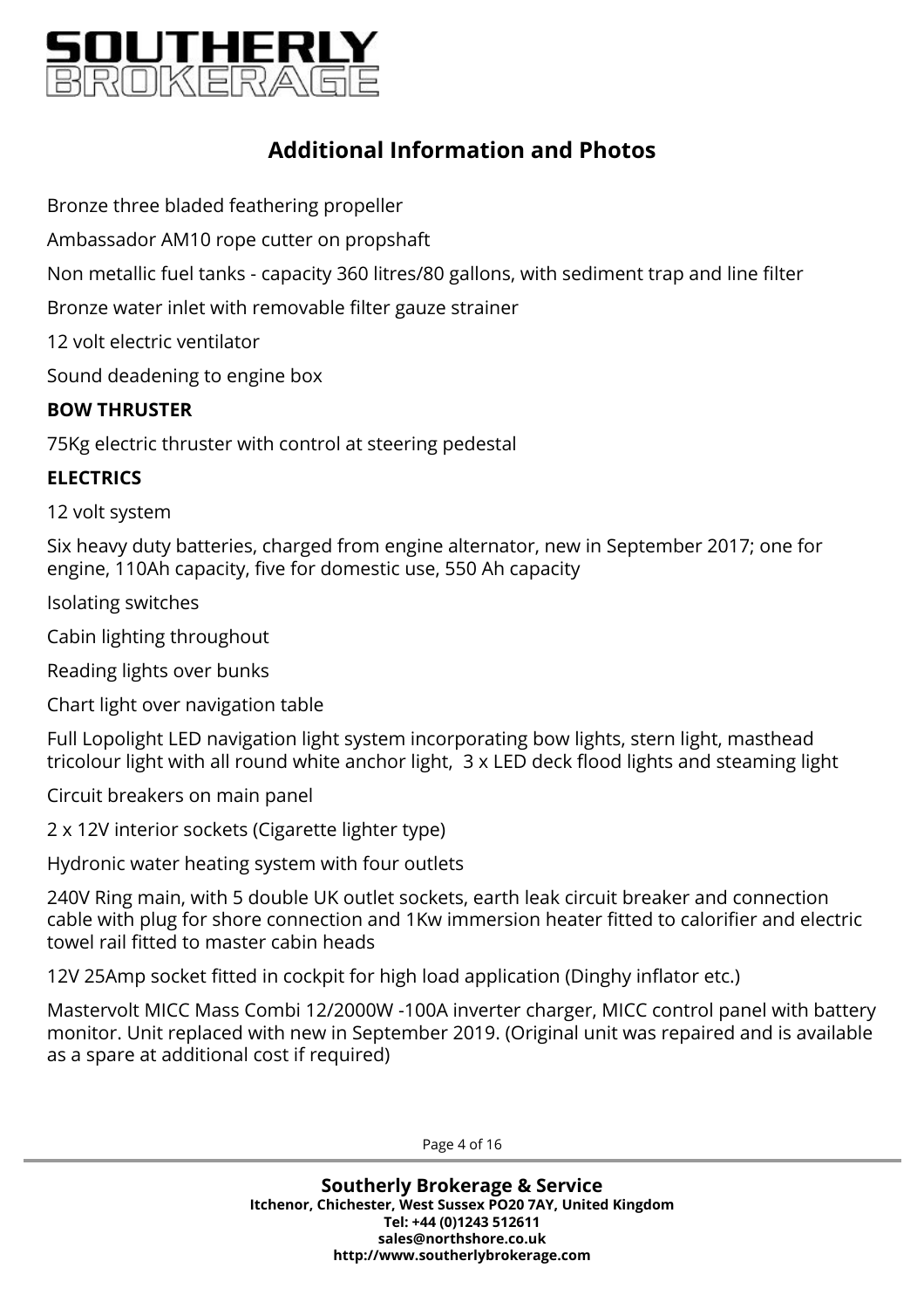## Additional Information and Photos

Bronze three bladed feathering propeller

Ambassador AM10 rope cutter on propshaft

Non metallic fuel tanks - capacity 360 litres/80 gallons, with sediment trap and line filter

Bronze water inlet with removable filter gauze strainer

12 volt electric ventilator

Sound deadening to engine box

**BOW THRUSTER**

75Kg electric thruster with control at steering pedestal

**ELECTRICS**

12 volt system

Six heavy duty batteries, charged from engine alternator, new in September 2017; one for engine, 110Ah capacity, five for domestic use, 550 Ah capacity

Isolating switches

Cabin lighting throughout

Reading lights over bunks

Chart light over navigation table

Full Lopolight LED navigation light system incorporating bow lights, stern light, masthead tricolour light with all round white anchor light, 3 x LED deck flood lights and steaming light

Circuit breakers on main panel

2 x 12V interior sockets (Cigarette lighter type)

Hydronic water heating system with four outlets

240V Ring main, with 5 double UK outlet sockets, earth leak circuit breaker and connection cable with plug for shore connection and 1Kw immersion heater fitted to calorifier and electric towel rail fitted to master cabin heads

12V 25Amp socket fitted in cockpit for high load application (Dinghy inflator etc.)

Mastervolt MICC Mass Combi 12/2000W -100A inverter charger, MICC control panel with battery monitor. Unit replaced with new in September 2019. (Original unit was repaired and is available as a spare at additional cost if required)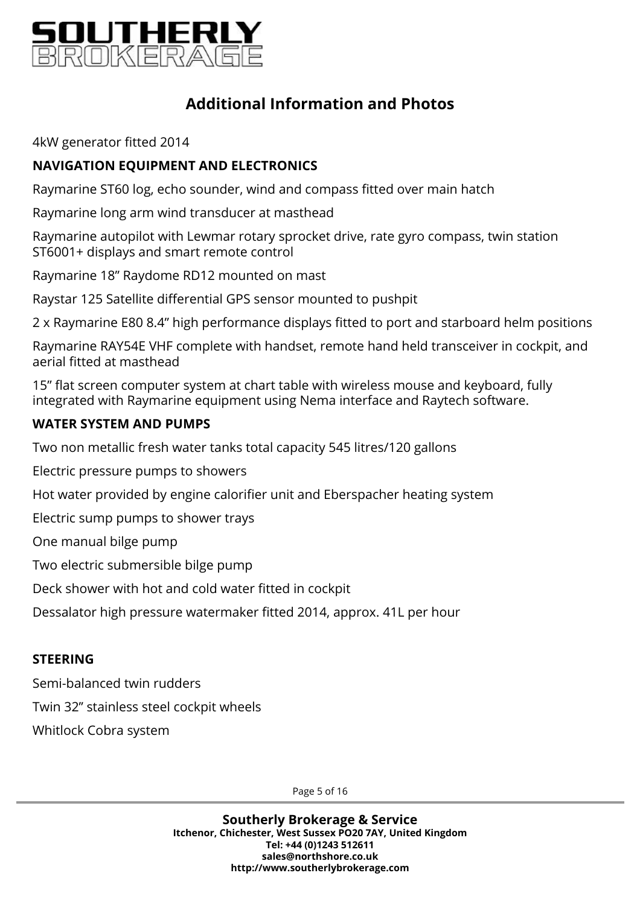## Additional Information and Photos

4kW generator fitted 2014

**NAVIGATION EQUIPMENT AND ELECTRONICS**

Raymarine ST60 log, echo sounder, wind and compass fitted over main hatch

Raymarine long arm wind transducer at masthead

Raymarine autopilot with Lewmar rotary sprocket drive, rate gyro compass, twin station ST6001+ displays and smart remote control

Raymarine 18" Raydome RD12 mounted on mast

Raystar 125 Satellite differential GPS sensor mounted to pushpit

2 x Raymarine E80 8.4" high performance displays fitted to port and starboard helm positions

Raymarine RAY54E VHF complete with handset, remote hand held transceiver in cockpit, and aerial fitted at masthead

15" flat screen computer system at chart table with wireless mouse and keyboard, fully integrated with Raymarine equipment using Nema interface and Raytech software.

**WATER SYSTEM AND PUMPS**

Two non metallic fresh water tanks total capacity 545 litres/120 gallons

Electric pressure pumps to showers

Hot water provided by engine calorifier unit and Eberspacher heating system

Electric sump pumps to shower trays

One manual bilge pump

Two electric submersible bilge pump

Deck shower with hot and cold water fitted in cockpit

Dessalator high pressure watermaker fitted 2014, approx. 41L per hour

**STEERING**

Semi-balanced twin rudders

Twin 32" stainless steel cockpit wheels

Whitlock Cobra system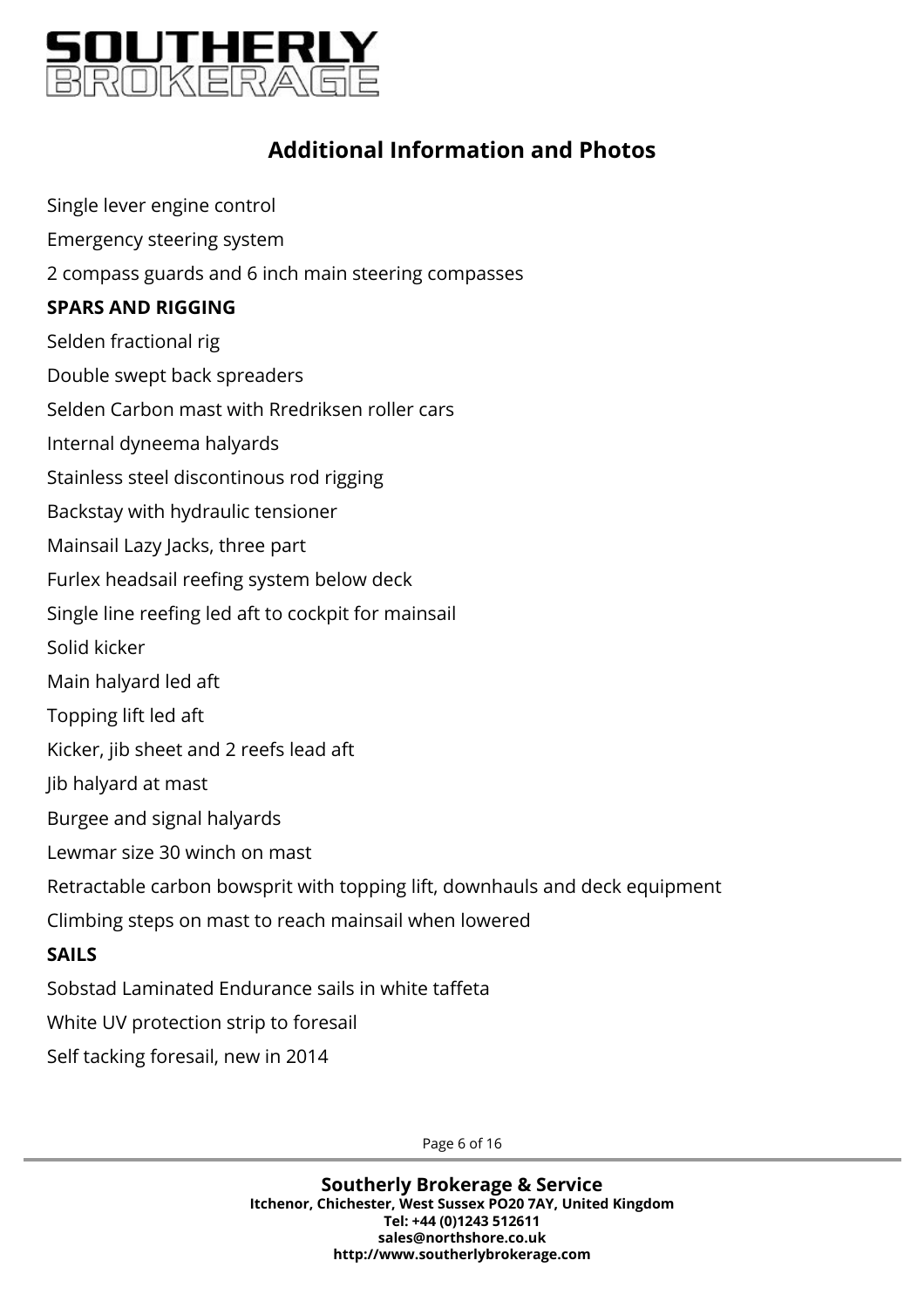## Additional Information and Photos

Single lever engine control

Emergency steering system

2 compass guards and 6 inch main steering compasses

**SPARS AND RIGGING**

Selden fractional rig

Double swept back spreaders

Selden Carbon mast with Rredriksen roller cars

Internal dyneema halyards

Stainless steel discontinous rod rigging

Backstay with hydraulic tensioner

Mainsail Lazy Jacks, three part

Furlex headsail reefing system below deck

Single line reefing led aft to cockpit for mainsail

Solid kicker

Main halyard led aft

Topping lift led aft

Kicker, jib sheet and 2 reefs lead aft

Jib halyard at mast

Burgee and signal halyards

Lewmar size 30 winch on mast

Retractable carbon bowsprit with topping lift, downhauls and deck equipment

Climbing steps on mast to reach mainsail when lowered

**SAILS**

Sobstad Laminated Endurance sails in white taffeta

White UV protection strip to foresail

Self tacking foresail, new in 2014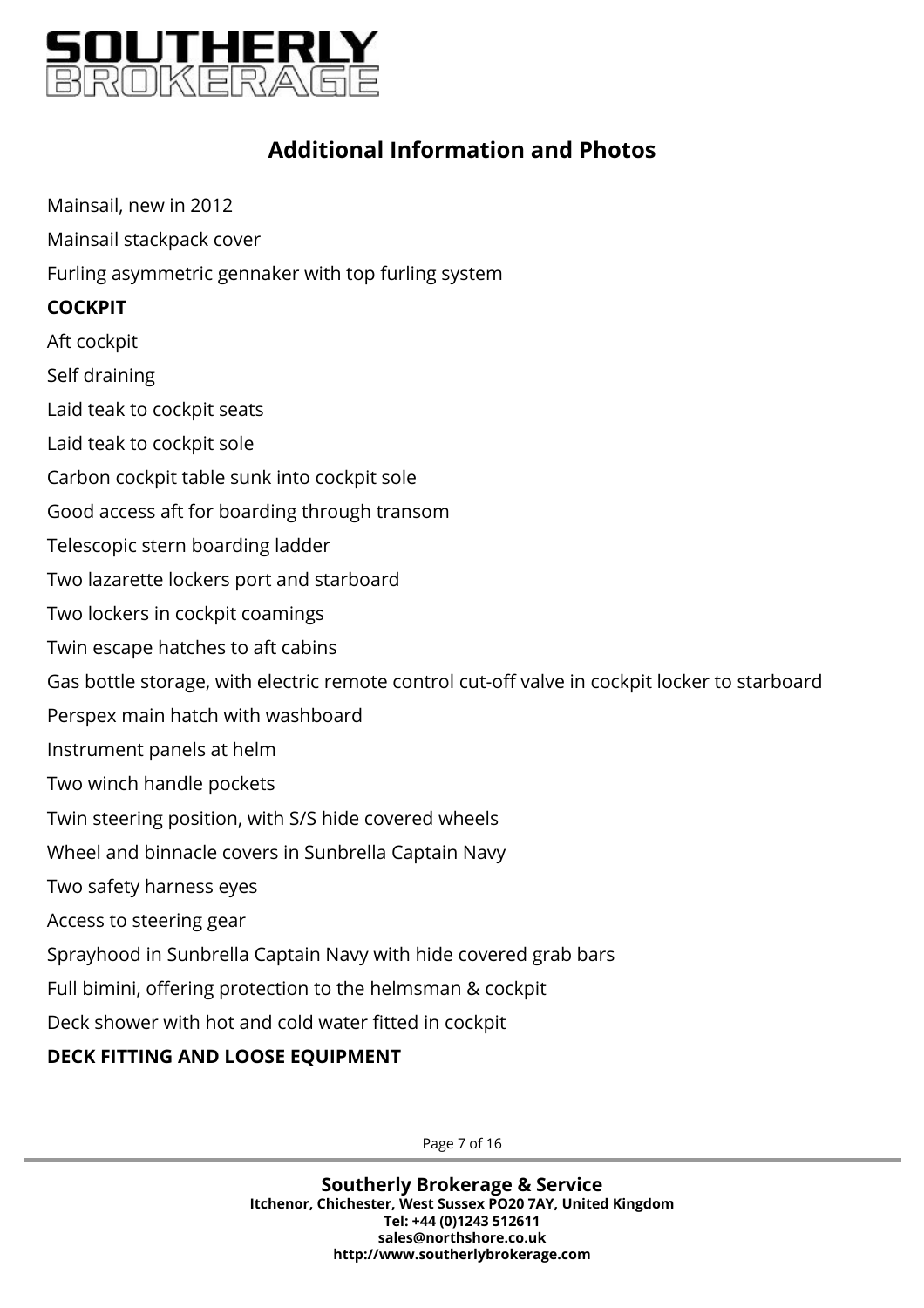## Additional Information and Photos

Mainsail, new in 2012

Mainsail stackpack cover

Furling asymmetric gennaker with top furling system

**COCKPIT**

Aft cockpit

Self draining

Laid teak to cockpit seats

Laid teak to cockpit sole

Carbon cockpit table sunk into cockpit sole

Good access aft for boarding through transom

Telescopic stern boarding ladder

Two lazarette lockers port and starboard

Two lockers in cockpit coamings

Twin escape hatches to aft cabins

Gas bottle storage, with electric remote control cut-off valve in cockpit locker to starboard

Perspex main hatch with washboard

Instrument panels at helm

Two winch handle pockets

Twin steering position, with S/S hide covered wheels

Wheel and binnacle covers in Sunbrella Captain Navy

Two safety harness eyes

Access to steering gear

Sprayhood in Sunbrella Captain Navy with hide covered grab bars

Full bimini, offering protection to the helmsman & cockpit

Deck shower with hot and cold water fitted in cockpit

**DECK FITTING AND LOOSE EQUIPMENT**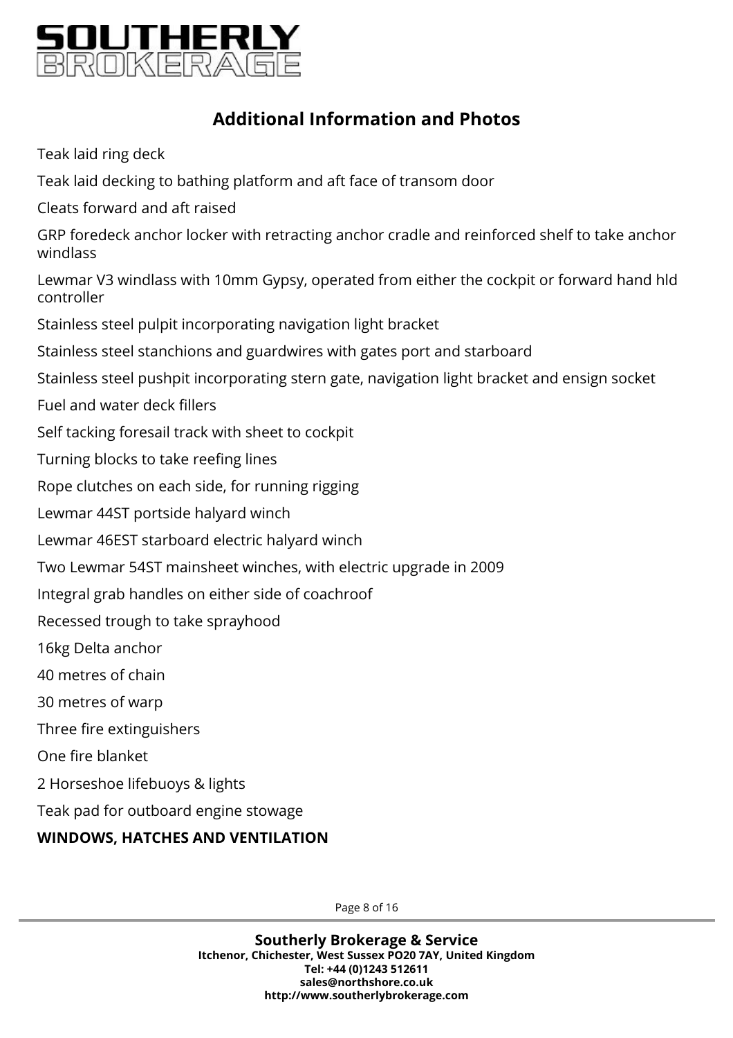## Additional Information and Photos

Teak laid ring deck

Teak laid decking to bathing platform and aft face of transom door

Cleats forward and aft raised

GRP foredeck anchor locker with retracting anchor cradle and reinforced shelf to take anchor windlass

Lewmar V3 windlass with 10mm Gypsy, operated from either the cockpit or forward hand hld controller

Stainless steel pulpit incorporating navigation light bracket

Stainless steel stanchions and guardwires with gates port and starboard

Stainless steel pushpit incorporating stern gate, navigation light bracket and ensign socket

Fuel and water deck fillers

Self tacking foresail track with sheet to cockpit

Turning blocks to take reefing lines

Rope clutches on each side, for running rigging

Lewmar 44ST portside halyard winch

Lewmar 46EST starboard electric halyard winch

Two Lewmar 54ST mainsheet winches, with electric upgrade in 2009

Integral grab handles on either side of coachroof

Recessed trough to take sprayhood

16kg Delta anchor

40 metres of chain

30 metres of warp

Three fire extinguishers

One fire blanket

2 Horseshoe lifebuoys & lights

Teak pad for outboard engine stowage

**WINDOWS, HATCHES AND VENTILATION**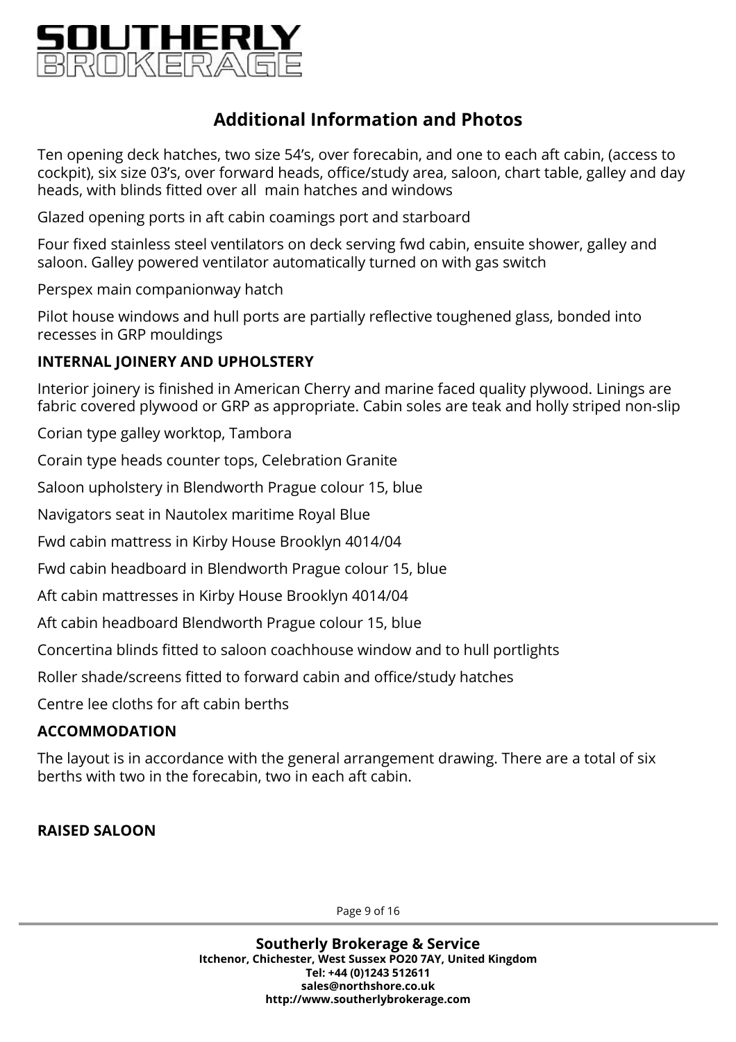## Additional Information and Photos

Ten opening deck hatches, two size 54's, over forecabin, and one to each aft cabin, (access to cockpit), six size 03's, over forward heads, office/study area, saloon, chart table, galley and day heads, with blinds fitted over all main hatches and windows

Glazed opening ports in aft cabin coamings port and starboard

Four fixed stainless steel ventilators on deck serving fwd cabin, ensuite shower, galley and saloon. Galley powered ventilator automatically turned on with gas switch

Perspex main companionway hatch

Pilot house windows and hull ports are partially reflective toughened glass, bonded into recesses in GRP mouldings

**INTERNAL JOINERY AND UPHOLSTERY**

Interior joinery is finished in American Cherry and marine faced quality plywood. Linings are fabric covered plywood or GRP as appropriate. Cabin soles are teak and holly striped non-slip

Corian type galley worktop, Tambora

Corain type heads counter tops, Celebration Granite

Saloon upholstery in Blendworth Prague colour 15, blue

Navigators seat in Nautolex maritime Royal Blue

Fwd cabin mattress in Kirby House Brooklyn 4014/04

Fwd cabin headboard in Blendworth Prague colour 15, blue

Aft cabin mattresses in Kirby House Brooklyn 4014/04

Aft cabin headboard Blendworth Prague colour 15, blue

Concertina blinds fitted to saloon coachhouse window and to hull portlights

Roller shade/screens fitted to forward cabin and office/study hatches

Centre lee cloths for aft cabin berths

**ACCOMMODATION**

The layout is in accordance with the general arrangement drawing. There are a total of six berths with two in the forecabin, two in each aft cabin.

**RAISED SALOON**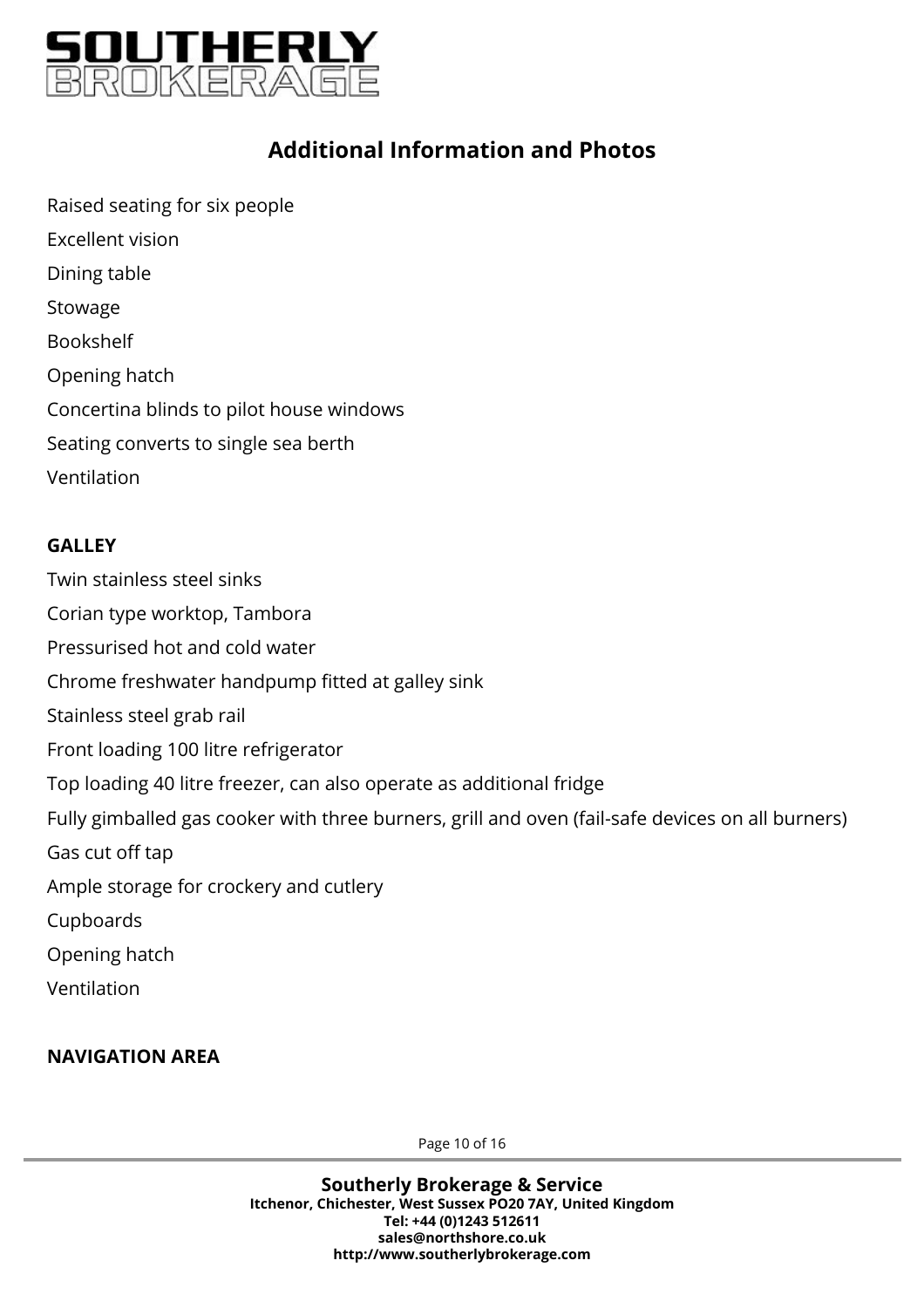## Additional Information and Photos

Raised seating for six people

Excellent vision

Dining table

Stowage

Bookshelf

Opening hatch

Concertina blinds to pilot house windows

Seating converts to single sea berth

Ventilation

**GALLEY**

Twin stainless steel sinks

Corian type worktop, Tambora

Pressurised hot and cold water

Chrome freshwater handpump fitted at galley sink

Stainless steel grab rail

Front loading 100 litre refrigerator

Top loading 40 litre freezer, can also operate as additional fridge

Fully gimballed gas cooker with three burners, grill and oven (fail-safe devices on all burners)

Gas cut off tap

Ample storage for crockery and cutlery

Cupboards

Opening hatch

Ventilation

**NAVIGATION AREA**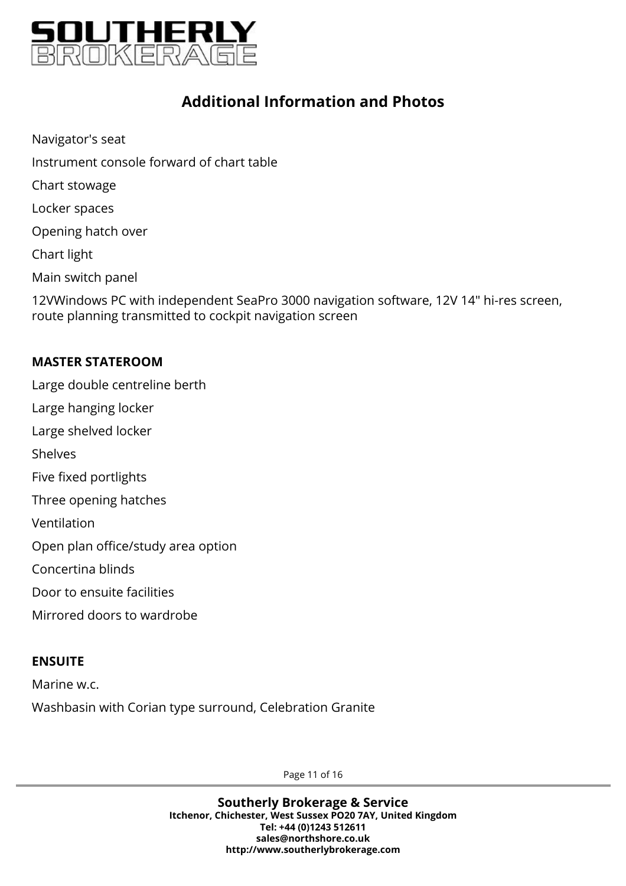## Additional Information and Photos

Navigator's seat

Instrument console forward of chart table

Chart stowage

Locker spaces

Opening hatch over

Chart light

Main switch panel

12VWindows PC with independent SeaPro 3000 navigation software, 12V 14" hi-res screen, route planning transmitted to cockpit navigation screen

**MASTER STATEROOM**

Large double centreline berth

Large hanging locker

Large shelved locker

Shelves

Five fixed portlights

Three opening hatches

Ventilation

Open plan office/study area option

Concertina blinds

Door to ensuite facilities

Mirrored doors to wardrobe

**ENSUITE**

Marine w.c.

Washbasin with Corian type surround, Celebration Granite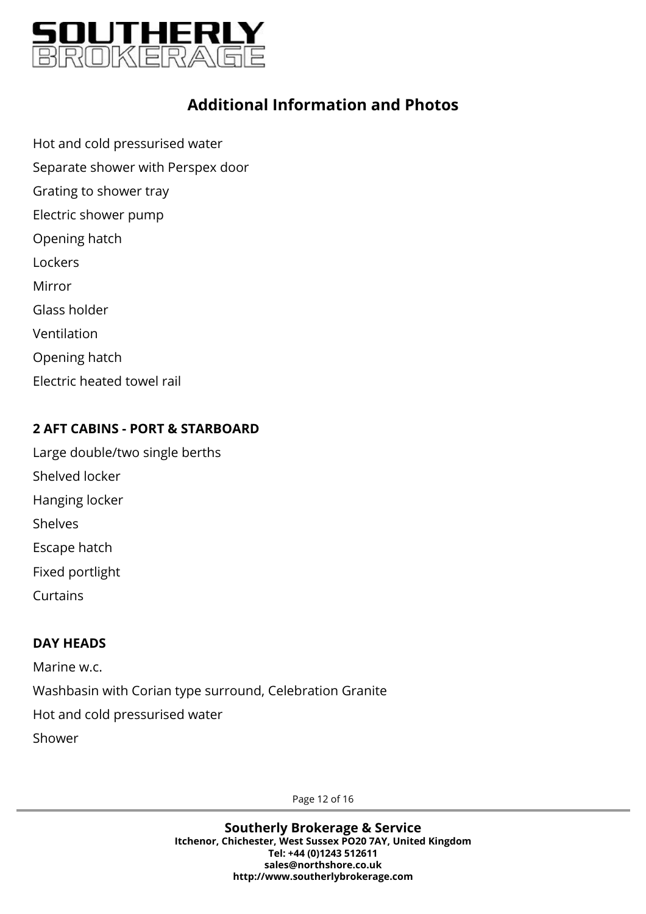## Additional Information and Photos

Hot and cold pressurised water

Separate shower with Perspex door

Grating to shower tray

Electric shower pump

Opening hatch

Lockers

Mirror

Glass holder

Ventilation

Opening hatch

Electric heated towel rail

**2 AFT CABINS - PORT & STARBOARD**

Large double/two single berths

Shelved locker

Hanging locker

Shelves

Escape hatch

Fixed portlight

Curtains

**DAY HEADS**

Marine w.c.

Washbasin with Corian type surround, Celebration Granite

Hot and cold pressurised water

Shower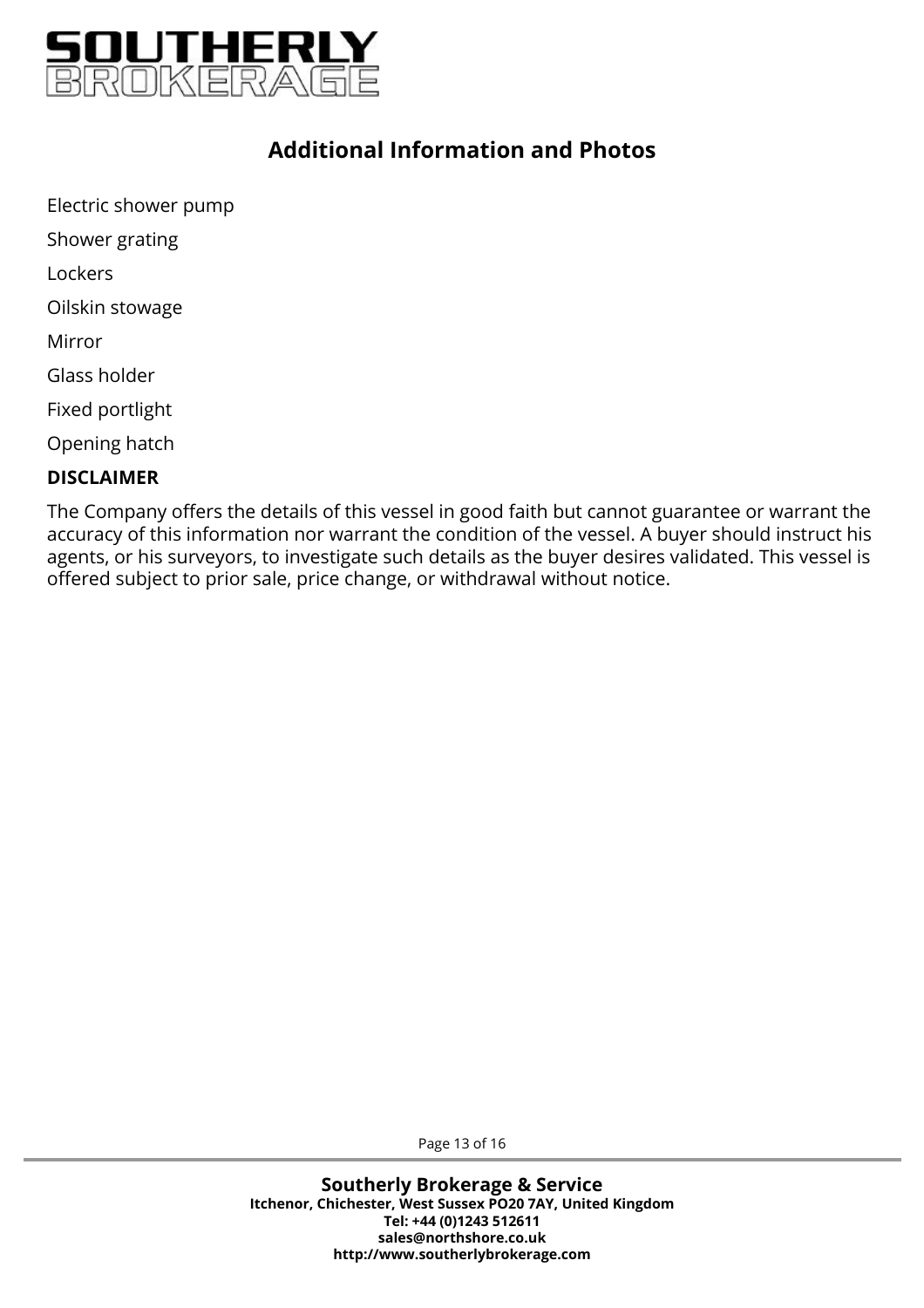## Additional Information and Photos

Electric shower pump

Shower grating

Lockers

Oilskin stowage

Mirror

Glass holder

Fixed portlight

Opening hatch

**DISCLAIMER**

The Company offers the details of this vessel in good faith but cannot guarantee or warrant the accuracy of this information nor warrant the condition of the vessel. A buyer should instruct his agents, or his surveyors, to investigate such details as the buyer desires validated. This vessel is offered subject to prior sale, price change, or withdrawal without notice.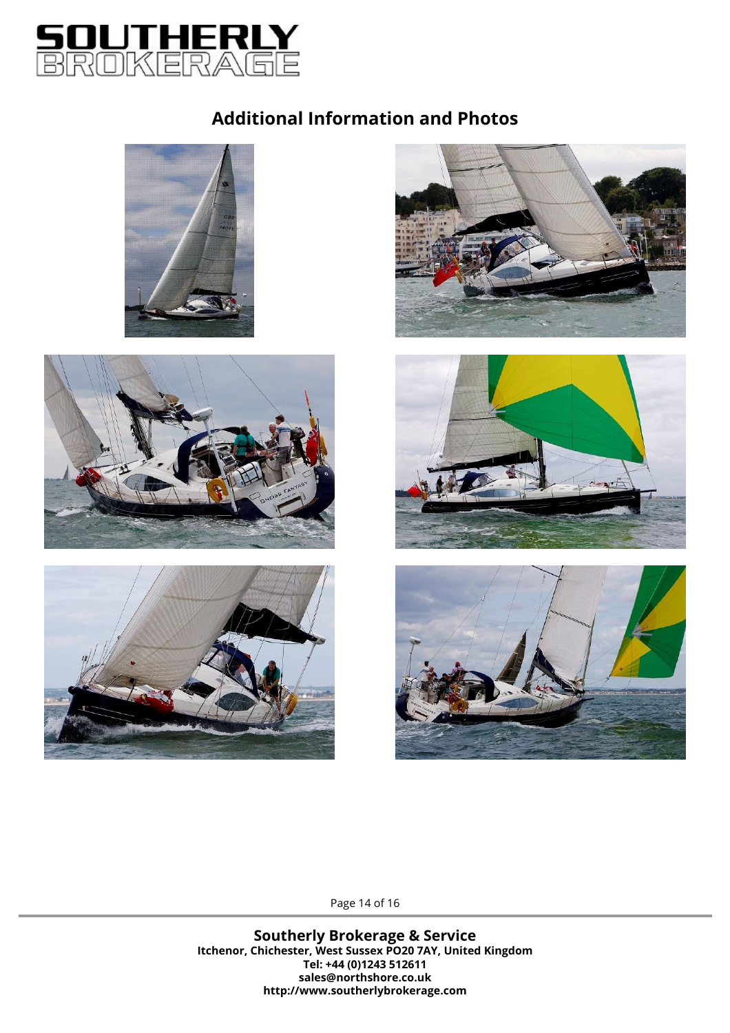## Additional Information and Photos

**Southerly Brokerage & Service**
**Itchenor, Chichester, West Sussex PO20 7AY, United Kingdom**
**Tel: +44 (0)1243 512611**
**sales@northshore.co.uk**
**http://www.southerlybrokerage.com**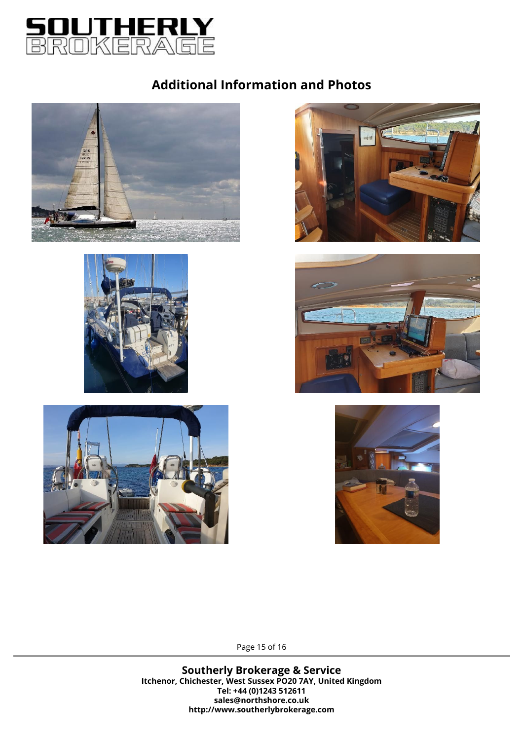## Additional Information and Photos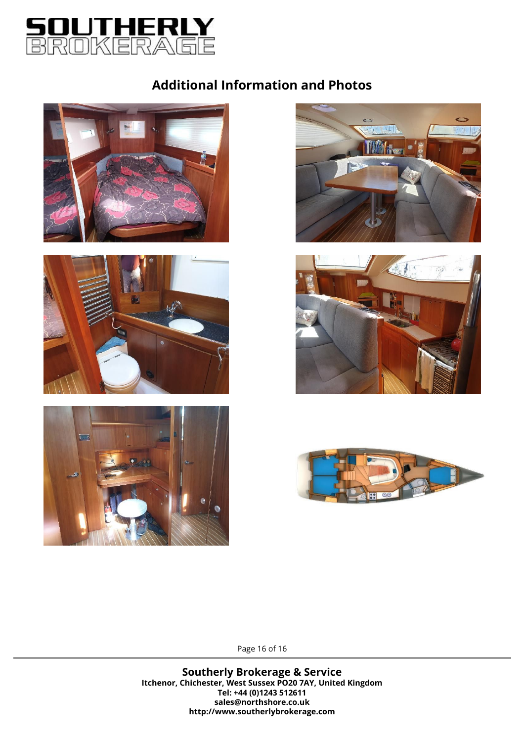## Additional Information and Photos

**Southerly Brokerage & Service**
**Itchenor, Chichester, West Sussex PO20 7AY, United Kingdom**
**Tel: +44 (0)1243 512611**
**sales@northshore.co.uk**
**http://www.southerlybrokerage.com**